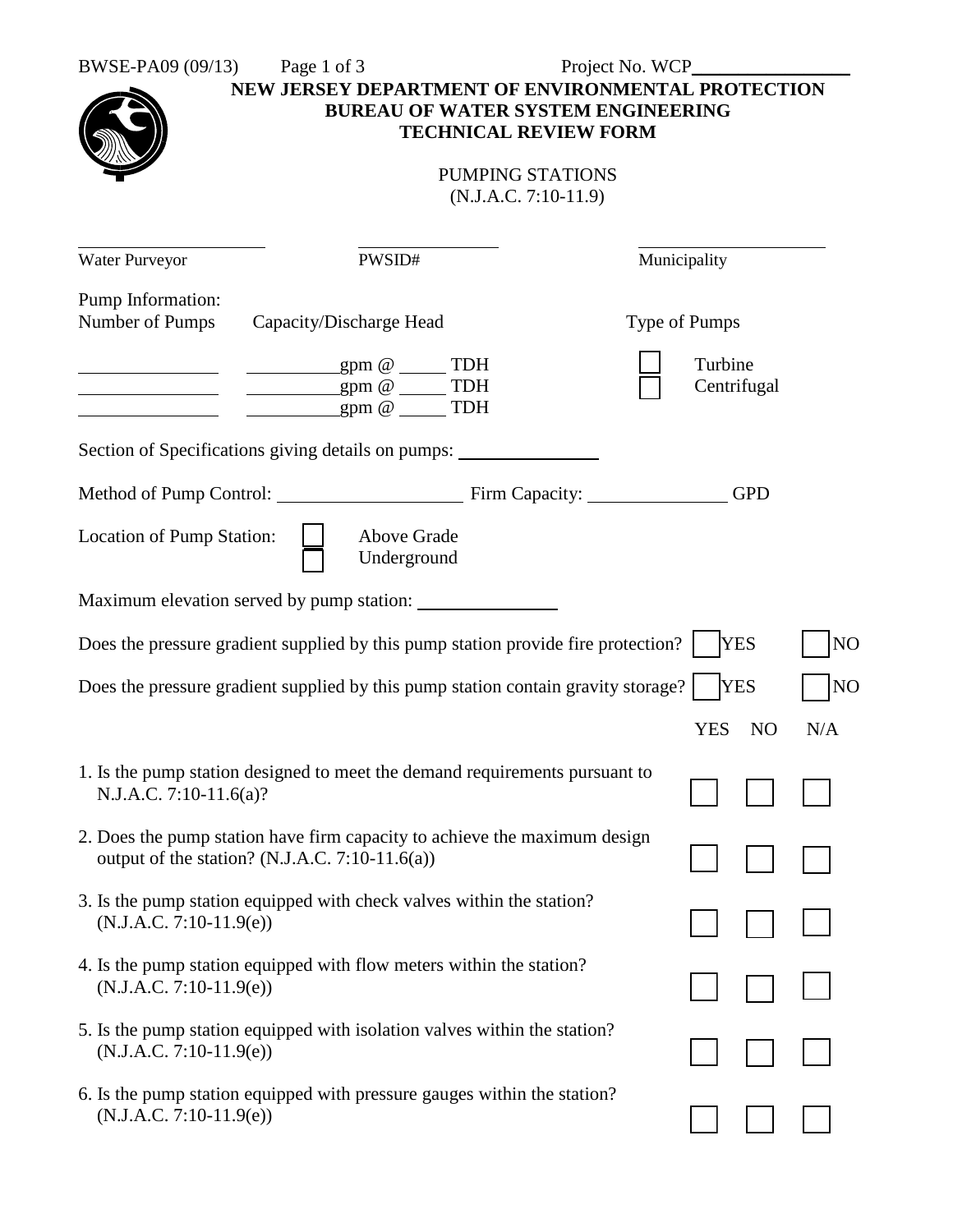BWSE-PA09 (09/13) Project No. WCP________________

# NEW JERSEY DEPARTMENT OF ENVIRONMENTAL PROTECTION
## BUREAU OF WATER SYSTEM ENGINEERING
## TECHNICAL REVIEW FORM

PUMPING STATIONS
(N.J.A.C. 7:10-11.9)

| ____________________ | ____________________ | ____________________ |
|---|---|---|
| Water Purveyor | PWSID# | Municipality |

Pump Information:

| Number of Pumps | Capacity/Discharge Head | Type of Pumps |
|---|---|---|
| ________ | ________gpm @ _____ TDH | ☐ Turbine |
| ________ | ________gpm @ _____ TDH | ☐ Centrifugal |
| ________ | ________gpm @ _____ TDH | |

Section of Specifications giving details on pumps: ______________

Method of Pump Control: ____________________ Firm Capacity: ______________ GPD

Location of Pump Station: ☐ Above Grade ☐ Underground

Maximum elevation served by pump station: ______________

Does the pressure gradient supplied by this pump station provide fire protection? ☐ YES ☐ NO

Does the pressure gradient supplied by this pump station contain gravity storage? ☐ YES ☐ NO

| | YES | NO | N/A |
|---|---|---|---|
| 1. Is the pump station designed to meet the demand requirements pursuant to N.J.A.C. 7:10-11.6(a)? | ☐ | ☐ | ☐ |
| 2. Does the pump station have firm capacity to achieve the maximum design output of the station? (N.J.A.C. 7:10-11.6(a)) | ☐ | ☐ | ☐ |
| 3. Is the pump station equipped with check valves within the station? (N.J.A.C. 7:10-11.9(e)) | ☐ | ☐ | ☐ |
| 4. Is the pump station equipped with flow meters within the station? (N.J.A.C. 7:10-11.9(e)) | ☐ | ☐ | ☐ |
| 5. Is the pump station equipped with isolation valves within the station? (N.J.A.C. 7:10-11.9(e)) | ☐ | ☐ | ☐ |
| 6. Is the pump station equipped with pressure gauges within the station? (N.J.A.C. 7:10-11.9(e)) | ☐ | ☐ | ☐ |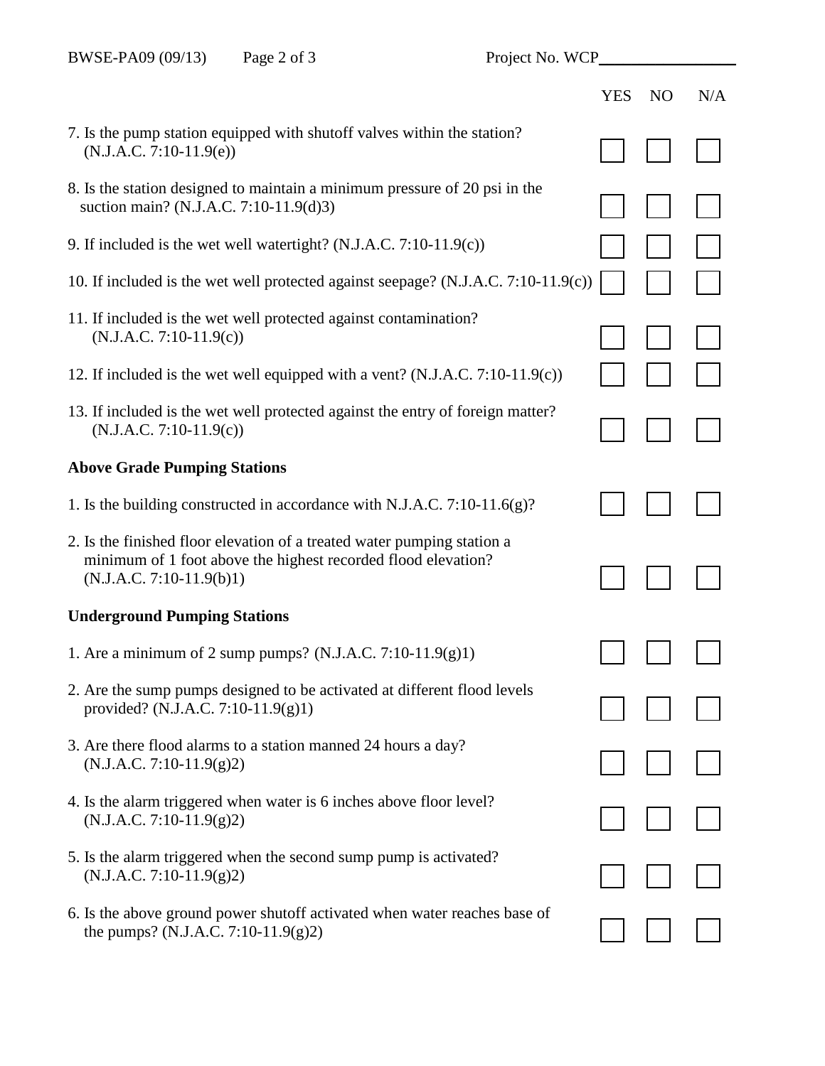| | YES | NO | N/A |
|---|---|---|---|
| 7. Is the pump station equipped with shutoff valves within the station? (N.J.A.C. 7:10-11.9(e)) | ☐ | ☐ | ☐ |
| 8. Is the station designed to maintain a minimum pressure of 20 psi in the suction main? (N.J.A.C. 7:10-11.9(d)3) | ☐ | ☐ | ☐ |
| 9. If included is the wet well watertight? (N.J.A.C. 7:10-11.9(c)) | ☐ | ☐ | ☐ |
| 10. If included is the wet well protected against seepage? (N.J.A.C. 7:10-11.9(c)) | ☐ | ☐ | ☐ |
| 11. If included is the wet well protected against contamination? (N.J.A.C. 7:10-11.9(c)) | ☐ | ☐ | ☐ |
| 12. If included is the wet well equipped with a vent? (N.J.A.C. 7:10-11.9(c)) | ☐ | ☐ | ☐ |
| 13. If included is the wet well protected against the entry of foreign matter? (N.J.A.C. 7:10-11.9(c)) | ☐ | ☐ | ☐ |
| **Above Grade Pumping Stations** | | | |
| 1. Is the building constructed in accordance with N.J.A.C. 7:10-11.6(g)? | ☐ | ☐ | ☐ |
| 2. Is the finished floor elevation of a treated water pumping station a minimum of 1 foot above the highest recorded flood elevation? (N.J.A.C. 7:10-11.9(b)1) | ☐ | ☐ | ☐ |
| **Underground Pumping Stations** | | | |
| 1. Are a minimum of 2 sump pumps? (N.J.A.C. 7:10-11.9(g)1) | ☐ | ☐ | ☐ |
| 2. Are the sump pumps designed to be activated at different flood levels provided? (N.J.A.C. 7:10-11.9(g)1) | ☐ | ☐ | ☐ |
| 3. Are there flood alarms to a station manned 24 hours a day? (N.J.A.C. 7:10-11.9(g)2) | ☐ | ☐ | ☐ |
| 4. Is the alarm triggered when water is 6 inches above floor level? (N.J.A.C. 7:10-11.9(g)2) | ☐ | ☐ | ☐ |
| 5. Is the alarm triggered when the second sump pump is activated? (N.J.A.C. 7:10-11.9(g)2) | ☐ | ☐ | ☐ |
| 6. Is the above ground power shutoff activated when water reaches base of the pumps? (N.J.A.C. 7:10-11.9(g)2) | ☐ | ☐ | ☐ |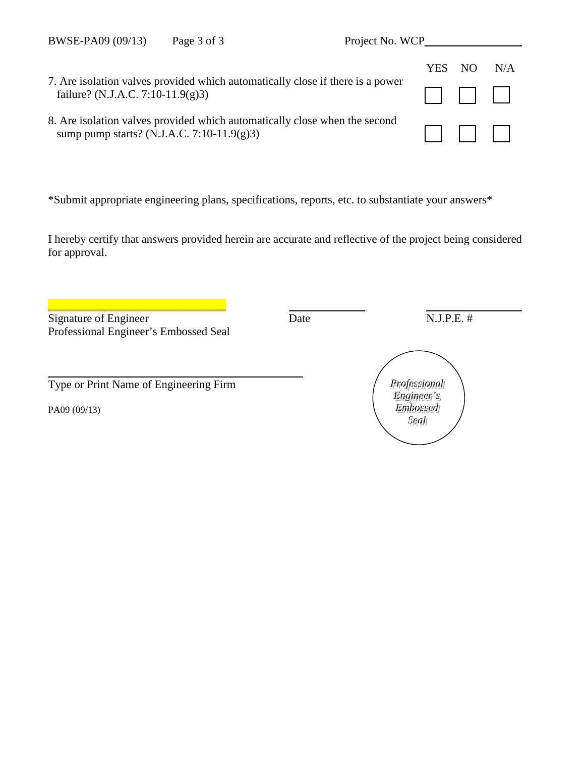Project No. WCP________________

| | YES | NO | N/A |
|---|---|---|---|
| 7. Are isolation valves provided which automatically close if there is a power failure? (N.J.A.C. 7:10-11.9(g)3) | ☐ | ☐ | ☐ |
| 8. Are isolation valves provided which automatically close when the second sump pump starts? (N.J.A.C. 7:10-11.9(g)3) | ☐ | ☐ | ☐ |

*Submit appropriate engineering plans, specifications, reports, etc. to substantiate your answers*

I hereby certify that answers provided herein are accurate and reflective of the project being considered for approval.

______________________________ ______________ ________________

Signature of Engineer Date N.J.P.E. #

Professional Engineer's Embossed Seal

______________________________________

Type or Print Name of Engineering Firm

*Professional Engineer's Embossed Seal*

PA09 (09/13)